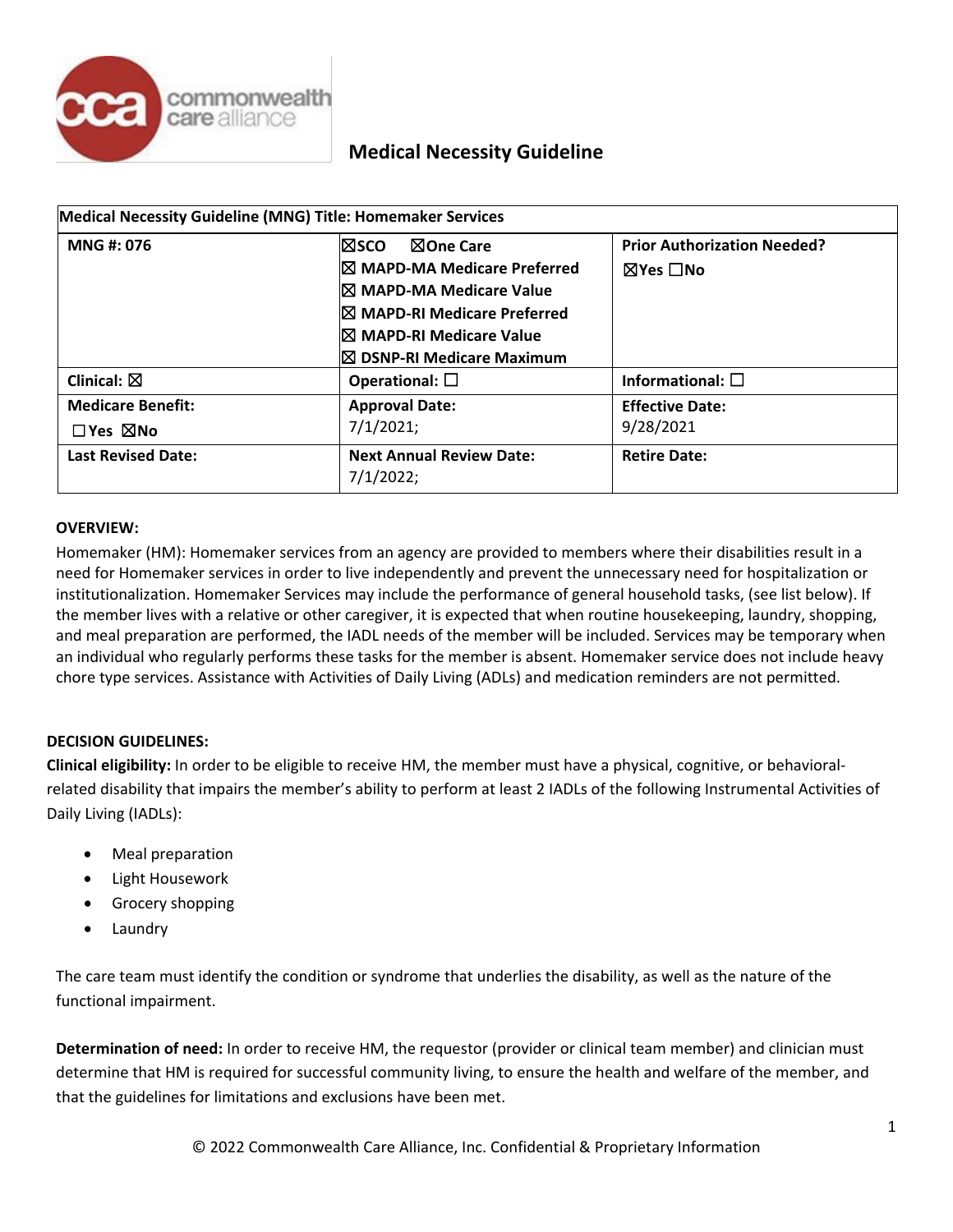# Medical Necessity Guideline

| Medical Necessity Guideline (MNG) Title: Homemaker Services | | |
|---|---|---|
| **MNG #: 076** | ☒**SCO** ☒**One Care**<br>☒ **MAPD-MA Medicare Preferred**<br>☒ **MAPD-MA Medicare Value**<br>☒ **MAPD-RI Medicare Preferred**<br>☒ **MAPD-RI Medicare Value**<br>☒ **DSNP-RI Medicare Maximum** | **Prior Authorization Needed?**<br>☒**Yes** ☐**No** |
| **Clinical:** ☒ | **Operational:** ☐ | **Informational:** ☐ |
| **Medicare Benefit:**<br>☐**Yes** ☒**No** | **Approval Date:**<br>7/1/2021; | **Effective Date:**<br>9/28/2021 |
| **Last Revised Date:** | **Next Annual Review Date:**<br>7/1/2022; | **Retire Date:** |

**OVERVIEW:**

Homemaker (HM): Homemaker services from an agency are provided to members where their disabilities result in a need for Homemaker services in order to live independently and prevent the unnecessary need for hospitalization or institutionalization. Homemaker Services may include the performance of general household tasks, (see list below). If the member lives with a relative or other caregiver, it is expected that when routine housekeeping, laundry, shopping, and meal preparation are performed, the IADL needs of the member will be included. Services may be temporary when an individual who regularly performs these tasks for the member is absent. Homemaker service does not include heavy chore type services. Assistance with Activities of Daily Living (ADLs) and medication reminders are not permitted.

**DECISION GUIDELINES:**

**Clinical eligibility:** In order to be eligible to receive HM, the member must have a physical, cognitive, or behavioral-related disability that impairs the member's ability to perform at least 2 IADLs of the following Instrumental Activities of Daily Living (IADLs):

- Meal preparation
- Light Housework
- Grocery shopping
- Laundry

The care team must identify the condition or syndrome that underlies the disability, as well as the nature of the functional impairment.

**Determination of need:** In order to receive HM, the requestor (provider or clinical team member) and clinician must determine that HM is required for successful community living, to ensure the health and welfare of the member, and that the guidelines for limitations and exclusions have been met.

© 2022 Commonwealth Care Alliance, Inc. Confidential & Proprietary Information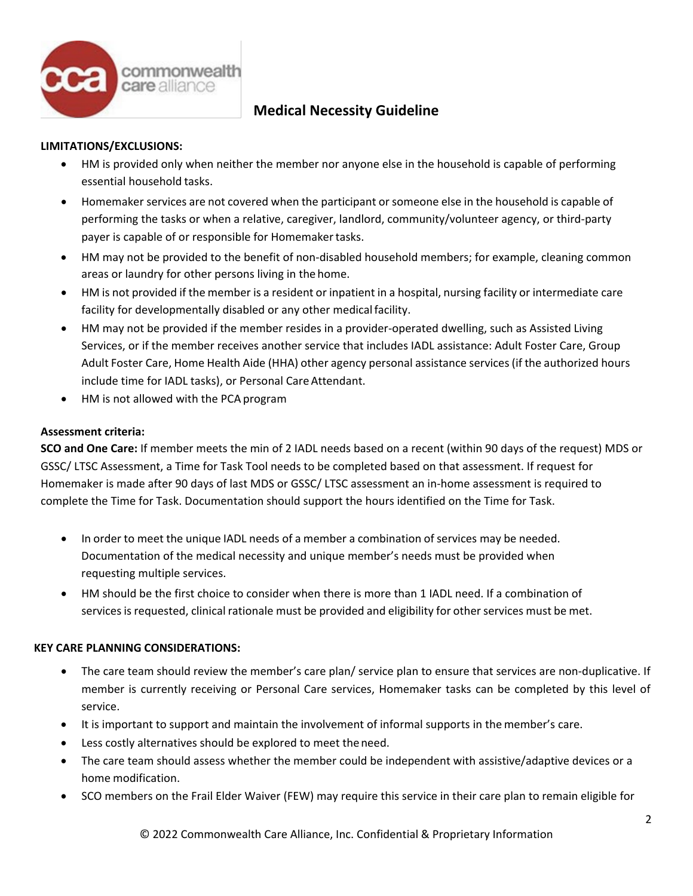**LIMITATIONS/EXCLUSIONS:**

- HM is provided only when neither the member nor anyone else in the household is capable of performing essential household tasks.
- Homemaker services are not covered when the participant or someone else in the household is capable of performing the tasks or when a relative, caregiver, landlord, community/volunteer agency, or third-party payer is capable of or responsible for Homemaker tasks.
- HM may not be provided to the benefit of non-disabled household members; for example, cleaning common areas or laundry for other persons living in the home.
- HM is not provided if the member is a resident or inpatient in a hospital, nursing facility or intermediate care facility for developmentally disabled or any other medical facility.
- HM may not be provided if the member resides in a provider-operated dwelling, such as Assisted Living Services, or if the member receives another service that includes IADL assistance: Adult Foster Care, Group Adult Foster Care, Home Health Aide (HHA) other agency personal assistance services (if the authorized hours include time for IADL tasks), or Personal Care Attendant.
- HM is not allowed with the PCA program

**Assessment criteria:**

**SCO and One Care:** If member meets the min of 2 IADL needs based on a recent (within 90 days of the request) MDS or GSSC/ LTSC Assessment, a Time for Task Tool needs to be completed based on that assessment. If request for Homemaker is made after 90 days of last MDS or GSSC/ LTSC assessment an in-home assessment is required to complete the Time for Task. Documentation should support the hours identified on the Time for Task.

- In order to meet the unique IADL needs of a member a combination of services may be needed. Documentation of the medical necessity and unique member's needs must be provided when requesting multiple services.
- HM should be the first choice to consider when there is more than 1 IADL need. If a combination of services is requested, clinical rationale must be provided and eligibility for other services must be met.

**KEY CARE PLANNING CONSIDERATIONS:**

- The care team should review the member's care plan/ service plan to ensure that services are non-duplicative. If member is currently receiving or Personal Care services, Homemaker tasks can be completed by this level of service.
- It is important to support and maintain the involvement of informal supports in the member's care.
- Less costly alternatives should be explored to meet the need.
- The care team should assess whether the member could be independent with assistive/adaptive devices or a home modification.
- SCO members on the Frail Elder Waiver (FEW) may require this service in their care plan to remain eligible for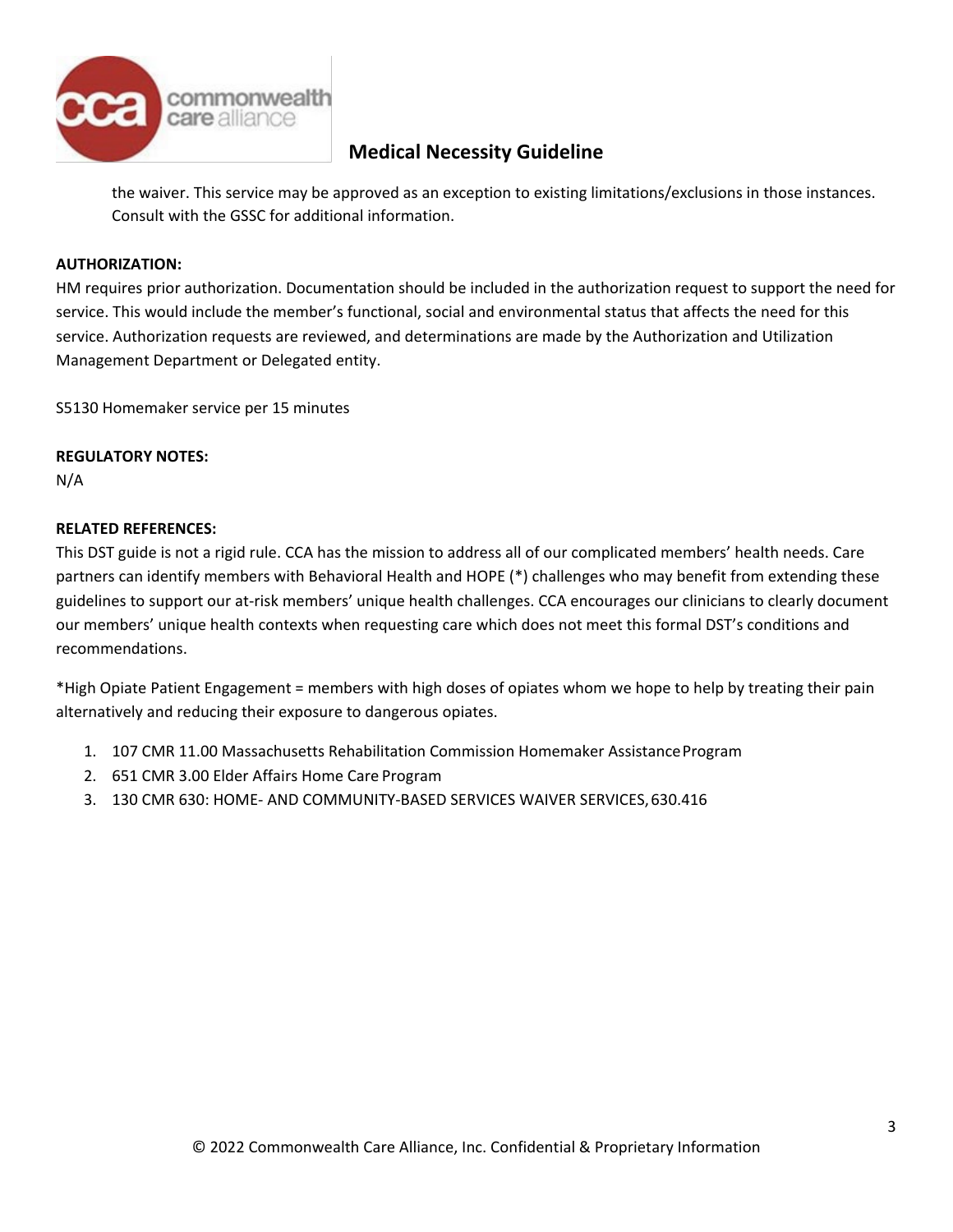the waiver. This service may be approved as an exception to existing limitations/exclusions in those instances. Consult with the GSSC for additional information.

**AUTHORIZATION:**

HM requires prior authorization. Documentation should be included in the authorization request to support the need for service. This would include the member's functional, social and environmental status that affects the need for this service. Authorization requests are reviewed, and determinations are made by the Authorization and Utilization Management Department or Delegated entity.

S5130 Homemaker service per 15 minutes

**REGULATORY NOTES:**

N/A

**RELATED REFERENCES:**

This DST guide is not a rigid rule. CCA has the mission to address all of our complicated members' health needs. Care partners can identify members with Behavioral Health and HOPE (*) challenges who may benefit from extending these guidelines to support our at-risk members' unique health challenges. CCA encourages our clinicians to clearly document our members' unique health contexts when requesting care which does not meet this formal DST's conditions and recommendations.

*High Opiate Patient Engagement = members with high doses of opiates whom we hope to help by treating their pain alternatively and reducing their exposure to dangerous opiates.

1. 107 CMR 11.00 Massachusetts Rehabilitation Commission Homemaker Assistance Program
2. 651 CMR 3.00 Elder Affairs Home Care Program
3. 130 CMR 630: HOME- AND COMMUNITY-BASED SERVICES WAIVER SERVICES, 630.416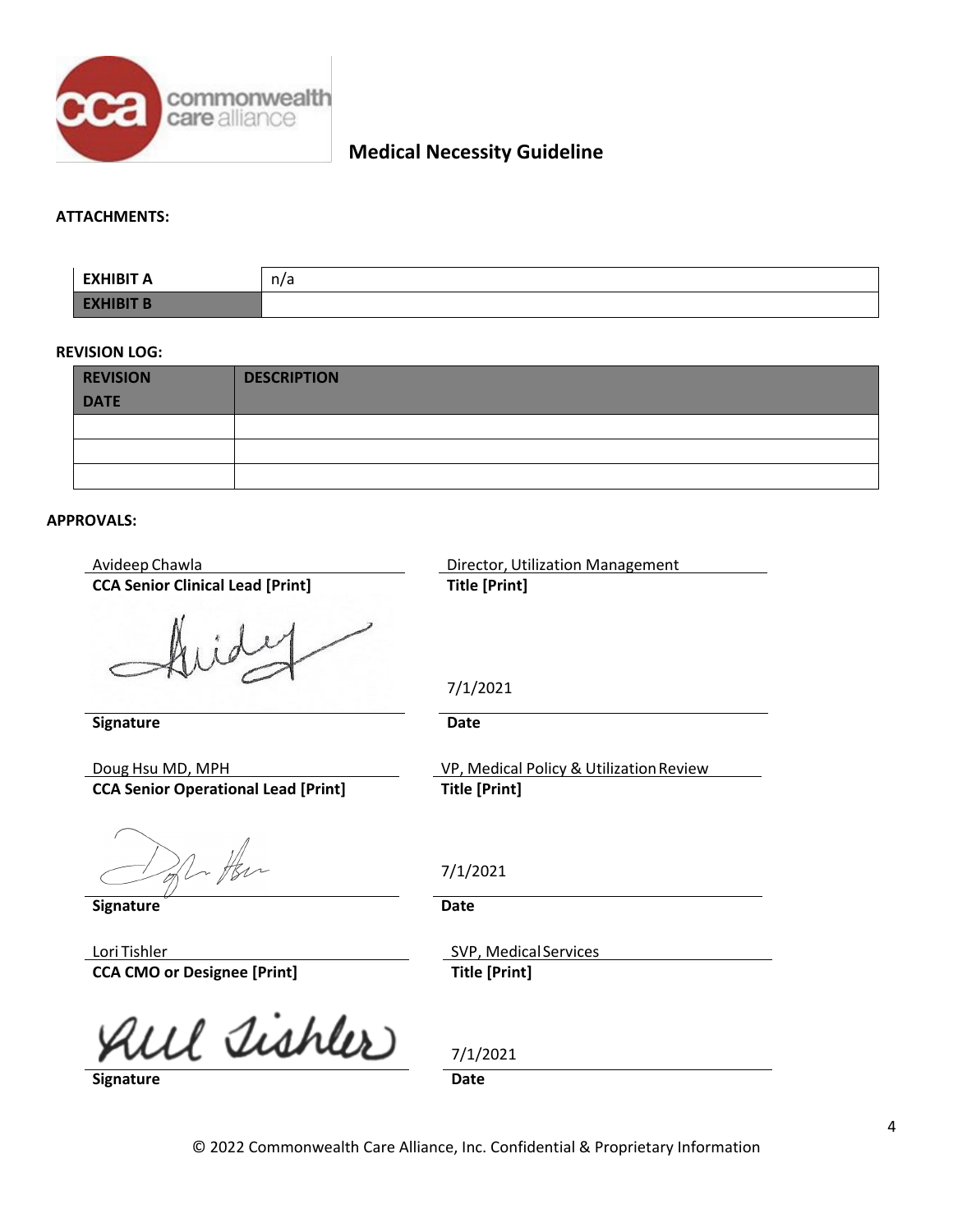**Medical Necessity Guideline**

**ATTACHMENTS:**

| | |
|---|---|
| **EXHIBIT A** | n/a |
| **EXHIBIT B** | |

**REVISION LOG:**

| REVISION DATE | DESCRIPTION |
|---|---|
| | |
| | |
| | |

**APPROVALS:**

Avideep Chawla
**CCA Senior Clinical Lead [Print]**

Director, Utilization Management
**Title [Print]**

**Signature**

7/1/2021
**Date**

Doug Hsu MD, MPH
**CCA Senior Operational Lead [Print]**

VP, Medical Policy & Utilization Review
**Title [Print]**

**Signature**

7/1/2021
**Date**

Lori Tishler
**CCA CMO or Designee [Print]**

SVP, Medical Services
**Title [Print]**

**Signature**

7/1/2021
**Date**

© 2022 Commonwealth Care Alliance, Inc. Confidential & Proprietary Information